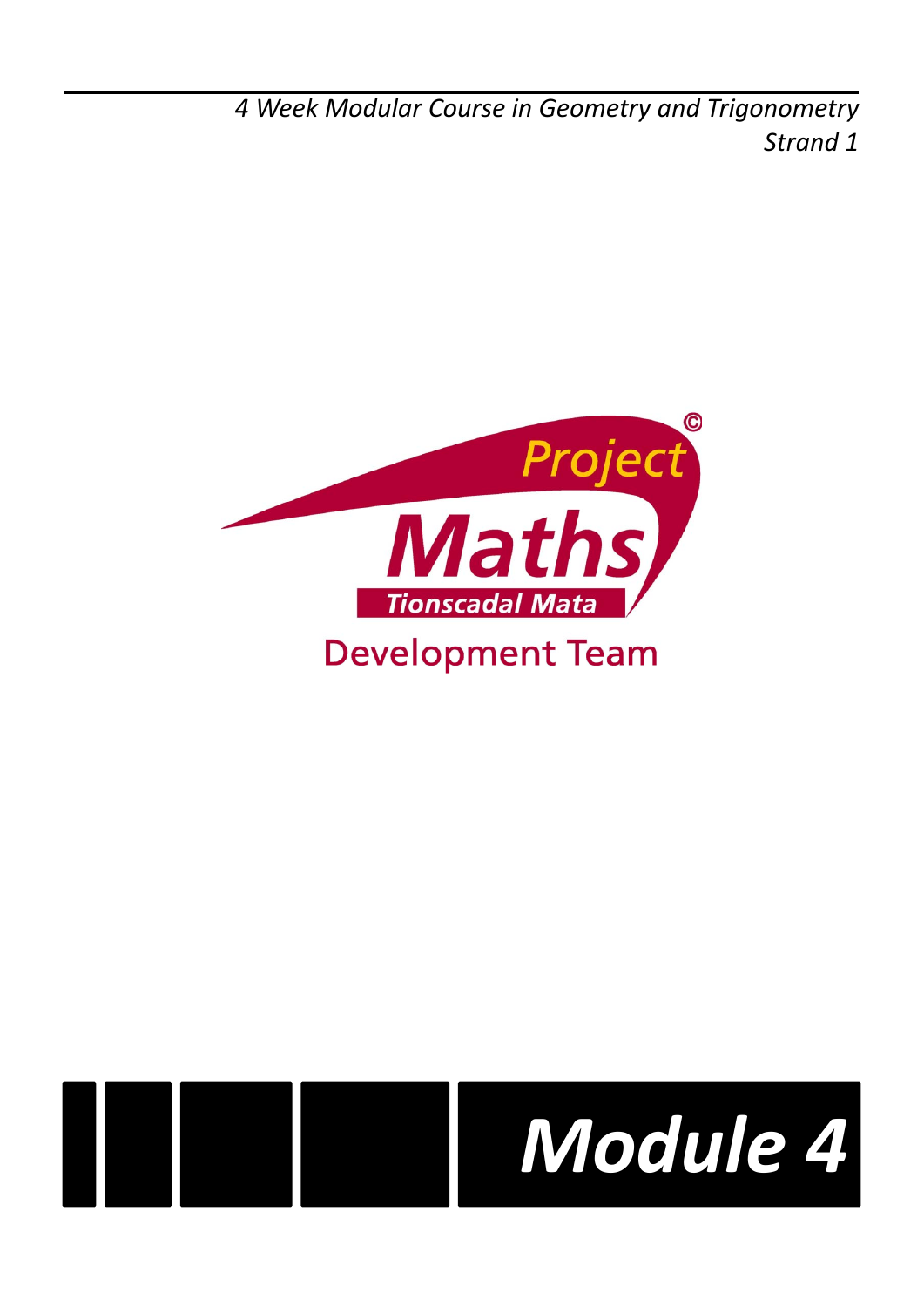*4 Week Modular Course in Geometry and Trigonometry*
*Strand 1*

Project Maths

Tionscadal Mata

Development Team

# Module 4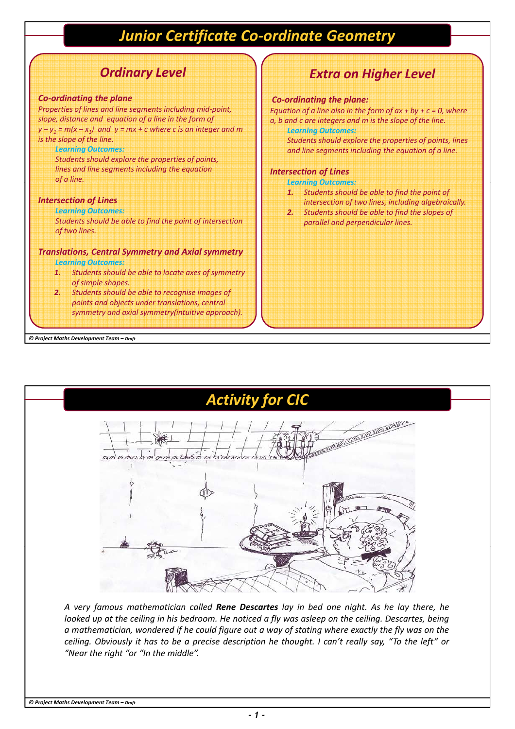# Junior Certificate Co-ordinate Geometry

## Ordinary Level

### Co-ordinating the plane

*Properties of lines and line segments including mid-point, slope, distance and equation of a line in the form of $y - y_1 = m(x - x_1)$ and $y = mx + c$ where c is an integer and m is the slope of the line.*

**Learning Outcomes:**

Students should explore the properties of points, lines and line segments including the equation of a line.

### Intersection of Lines

**Learning Outcomes:**

Students should be able to find the point of intersection of two lines.

### Translations, Central Symmetry and Axial symmetry

**Learning Outcomes:**

1. Students should be able to locate axes of symmetry of simple shapes.
2. Students should be able to recognise images of points and objects under translations, central symmetry and axial symmetry(intuitive approach).

## Extra on Higher Level

### Co-ordinating the plane:

*Equation of a line also in the form of $ax + by + c = 0$, where a, b and c are integers and m is the slope of the line.*

**Learning Outcomes:**

Students should explore the properties of points, lines and line segments including the equation of a line.

### Intersection of Lines

**Learning Outcomes:**

1. Students should be able to find the point of intersection of two lines, including algebraically.
2. Students should be able to find the slopes of parallel and perpendicular lines.

© Project Maths Development Team – Draft

# Activity for CIC

*A very famous mathematician called **Rene Descartes** lay in bed one night. As he lay there, he looked up at the ceiling in his bedroom. He noticed a fly was asleep on the ceiling. Descartes, being a mathematician, wondered if he could figure out a way of stating where exactly the fly was on the ceiling. Obviously it has to be a precise description he thought. I can't really say, "To the left" or "Near the right "or "In the middle".*

© Project Maths Development Team – Draft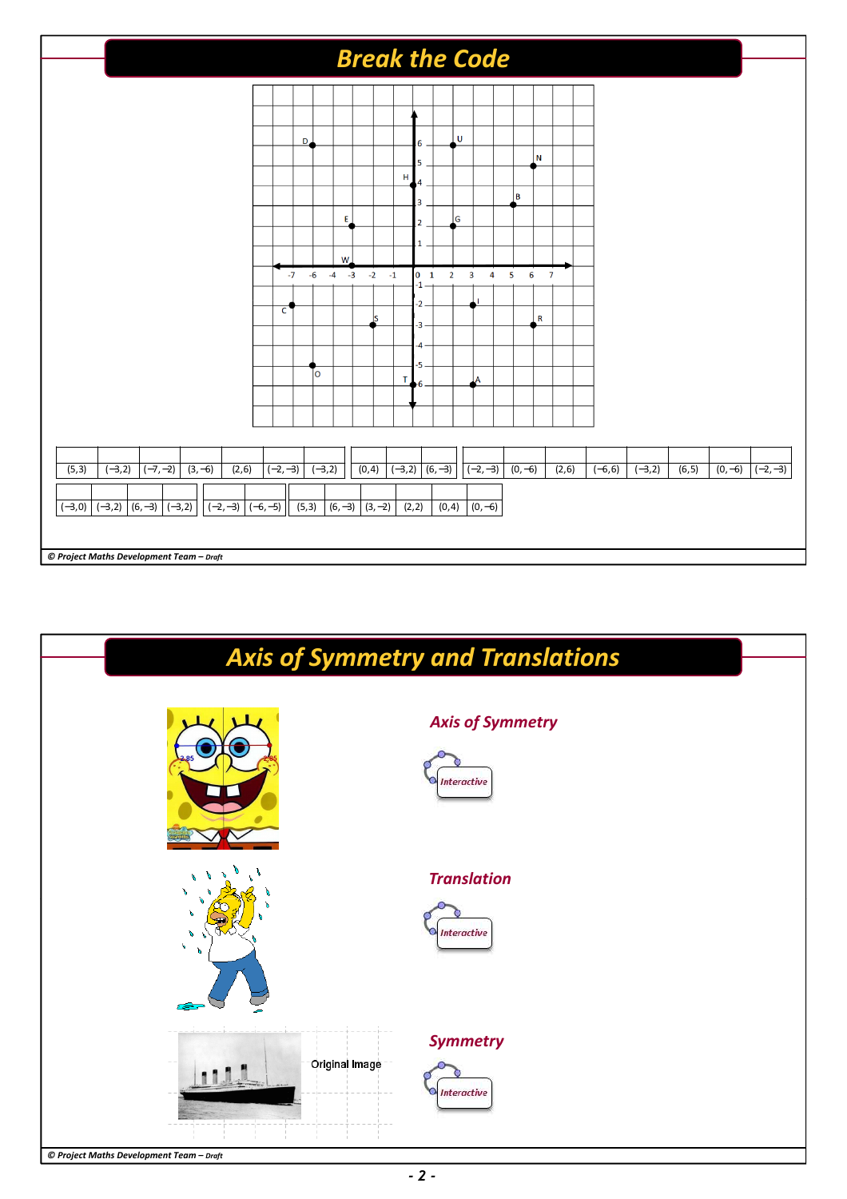# Break the Code

| (5,3) | (−3,2) | (−7,−2) | (3,−6) | (2,6) | (−2,−3) | (−3,2) |
|---|---|---|---|---|---|---|

| (0,4) | (−3,2) | (6,−3) |
|---|---|---|

| (−2,−3) | (0,−6) | (2,6) | (−6,6) | (−3,2) | (6,5) | (0,−6) | (−2,−3) |
|---|---|---|---|---|---|---|---|

| (−3,0) | (−3,2) | (6,−3) | (−3,2) |
|---|---|---|---|

| (−2,−3) | (−6,−5) |
|---|---|

| (5,3) | (6,−3) | (3,−2) | (2,2) | (0,4) | (0,−6) |
|---|---|---|---|---|---|

# Axis of Symmetry and Translations

## Axis of Symmetry

Interactive

## Translation

Interactive

Original Image

## Symmetry

Interactive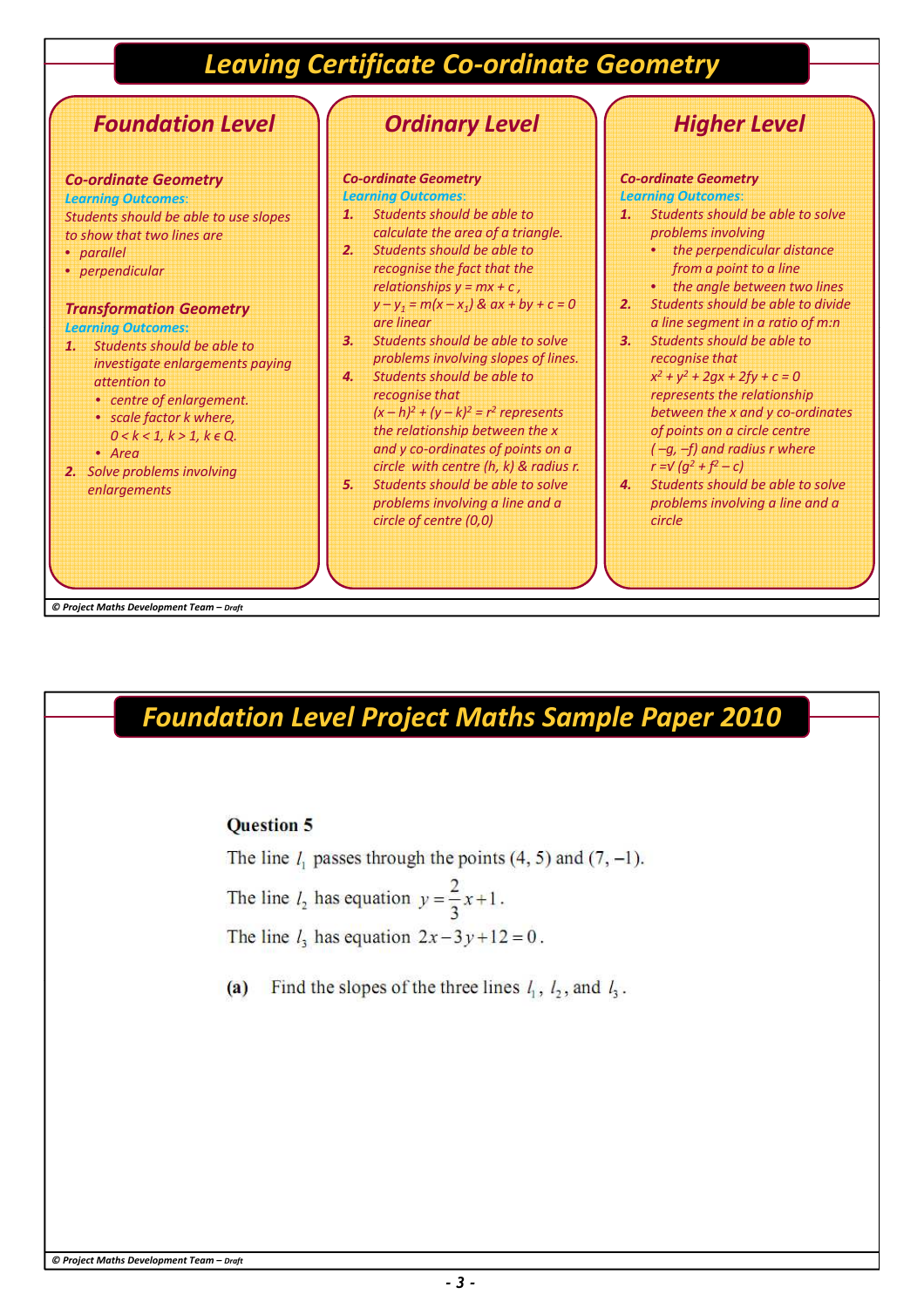# Leaving Certificate Co-ordinate Geometry

## Foundation Level

### Co-ordinate Geometry

*Learning Outcomes*:

Students should be able to use slopes to show that two lines are

- parallel
- perpendicular

### Transformation Geometry

*Learning Outcomes*:

1. Students should be able to investigate enlargements paying attention to
   - centre of enlargement.
   - scale factor $k$ where, $0 < k < 1$, $k > 1$, $k \in Q$.
   - Area
2. Solve problems involving enlargements

## Ordinary Level

### Co-ordinate Geometry

*Learning Outcomes*:

1. Students should be able to calculate the area of a triangle.
2. Students should be able to recognise the fact that the relationships $y = mx + c$, $y - y_1 = m(x - x_1)$ & $ax + by + c = 0$ are linear
3. Students should be able to solve problems involving slopes of lines.
4. Students should be able to recognise that $(x - h)^2 + (y - k)^2 = r^2$ represents the relationship between the $x$ and $y$ co-ordinates of points on a circle with centre $(h, k)$ & radius $r$.
5. Students should be able to solve problems involving a line and a circle of centre $(0,0)$

## Higher Level

### Co-ordinate Geometry

*Learning Outcomes*:

1. Students should be able to solve problems involving
   - the perpendicular distance from a point to a line
   - the angle between two lines
2. Students should be able to divide a line segment in a ratio of $m:n$
3. Students should be able to recognise that $x^2 + y^2 + 2gx + 2fy + c = 0$ represents the relationship between the $x$ and $y$ co-ordinates of points on a circle centre $(-g, -f)$ and radius $r$ where $r = \sqrt{g^2 + f^2 - c}$
4. Students should be able to solve problems involving a line and a circle

© Project Maths Development Team – Draft

# Foundation Level Project Maths Sample Paper 2010

**Question 5**

The line $l_1$ passes through the points $(4, 5)$ and $(7, -1)$.

The line $l_2$ has equation $y = \frac{2}{3}x + 1$.

The line $l_3$ has equation $2x - 3y + 12 = 0$.

**(a)** Find the slopes of the three lines $l_1$, $l_2$, and $l_3$.

© Project Maths Development Team – Draft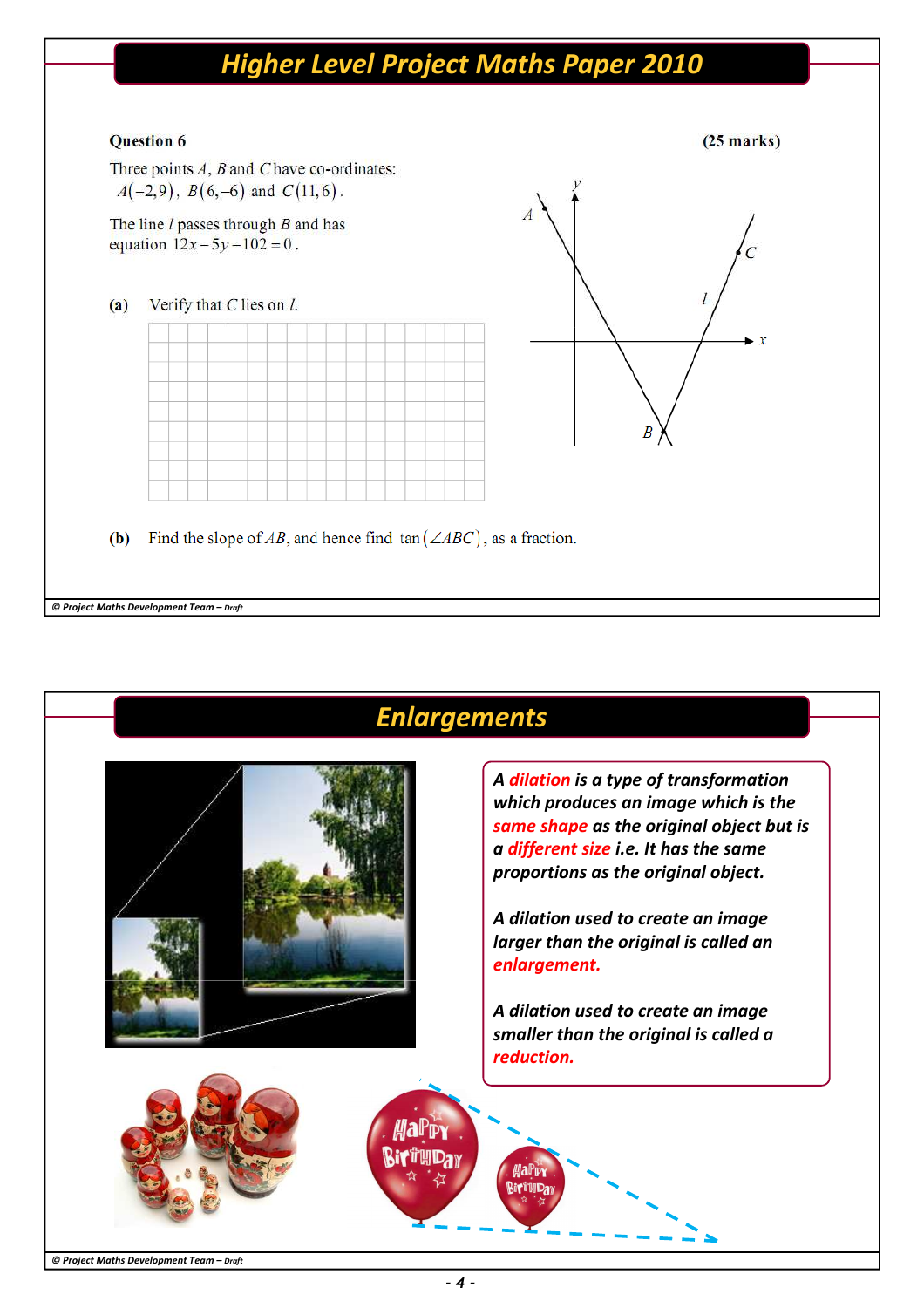# Higher Level Project Maths Paper 2010

**Question 6** **(25 marks)**

Three points $A$, $B$ and $C$ have co-ordinates:
$A(-2,9)$, $B(6,-6)$ and $C(11,6)$.

The line $l$ passes through $B$ and has equation $12x - 5y - 102 = 0$.

**(a)** Verify that $C$ lies on $l$.

**(b)** Find the slope of $AB$, and hence find $\tan(\angle ABC)$, as a fraction.

# Enlargements

*A **dilation** is a type of transformation which produces an image which is the **same shape** as the original object but is a **different size** i.e. It has the same proportions as the original object.*

*A dilation used to create an image larger than the original is called an **enlargement**.*

*A dilation used to create an image smaller than the original is called a **reduction**.*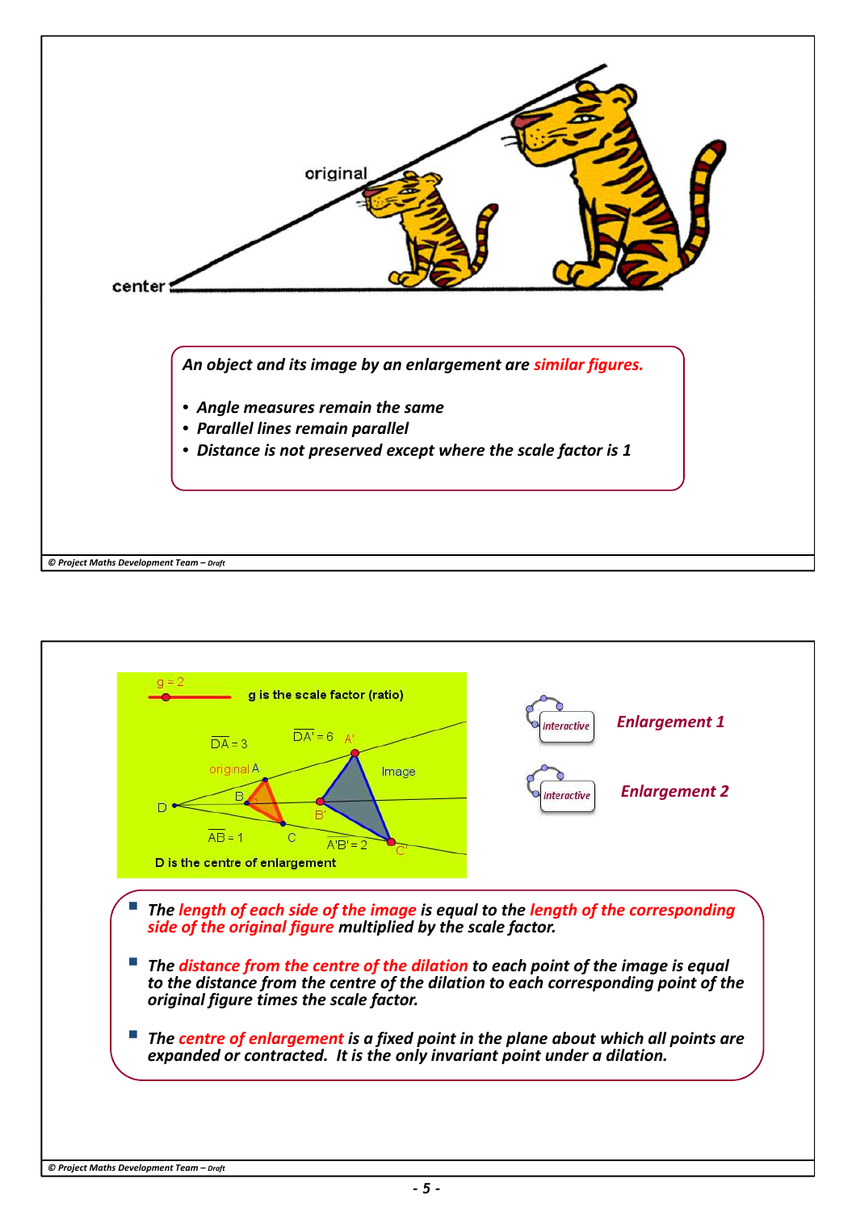original

center

*An object and its image by an enlargement are similar figures.*

- *Angle measures remain the same*
- *Parallel lines remain parallel*
- *Distance is not preserved except where the scale factor is 1*

© Project Maths Development Team – Draft

g = 2

g is the scale factor (ratio)

$\overline{DA} = 3$

$\overline{DA'} = 6$

original A

Image

D

B

B'

A'

$\overline{AB} = 1$

C

$\overline{A'B'} = 2$

C'

D is the centre of enlargement

interactive **Enlargement 1**

interactive **Enlargement 2**

- *The length of each side of the image is equal to the length of the corresponding side of the original figure multiplied by the scale factor.*
- *The distance from the centre of the dilation to each point of the image is equal to the distance from the centre of the dilation to each corresponding point of the original figure times the scale factor.*
- *The centre of enlargement is a fixed point in the plane about which all points are expanded or contracted. It is the only invariant point under a dilation.*

© Project Maths Development Team – Draft